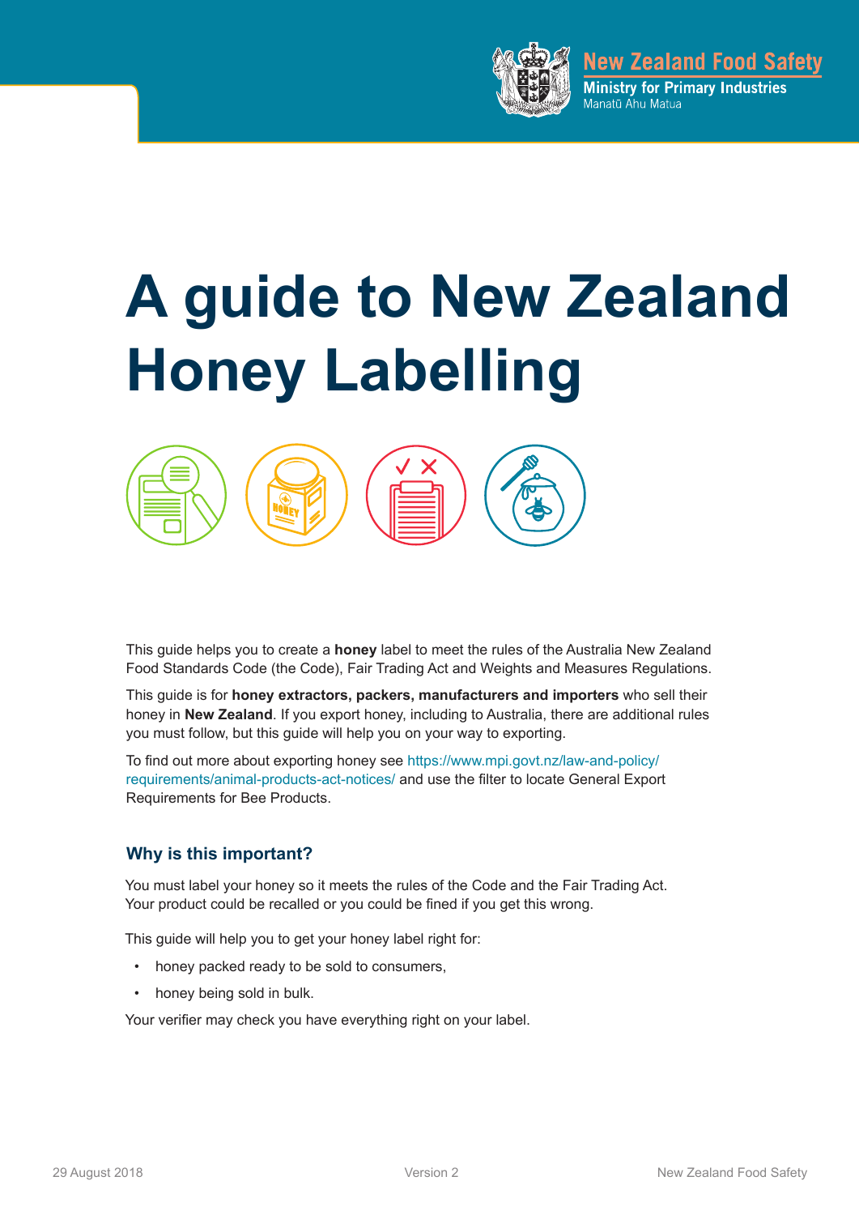# A guide to New Zealand Honey Labelling

This guide helps you to create a **honey** label to meet the rules of the Australia New Zealand Food Standards Code (the Code), Fair Trading Act and Weights and Measures Regulations.

This guide is for **honey extractors, packers, manufacturers and importers** who sell their honey in **New Zealand**. If you export honey, including to Australia, there are additional rules you must follow, but this guide will help you on your way to exporting.

To find out more about exporting honey see https://www.mpi.govt.nz/law-and-policy/requirements/animal-products-act-notices/ and use the filter to locate General Export Requirements for Bee Products.

## Why is this important?

You must label your honey so it meets the rules of the Code and the Fair Trading Act. Your product could be recalled or you could be fined if you get this wrong.

This guide will help you to get your honey label right for:

- honey packed ready to be sold to consumers,
- honey being sold in bulk.

Your verifier may check you have everything right on your label.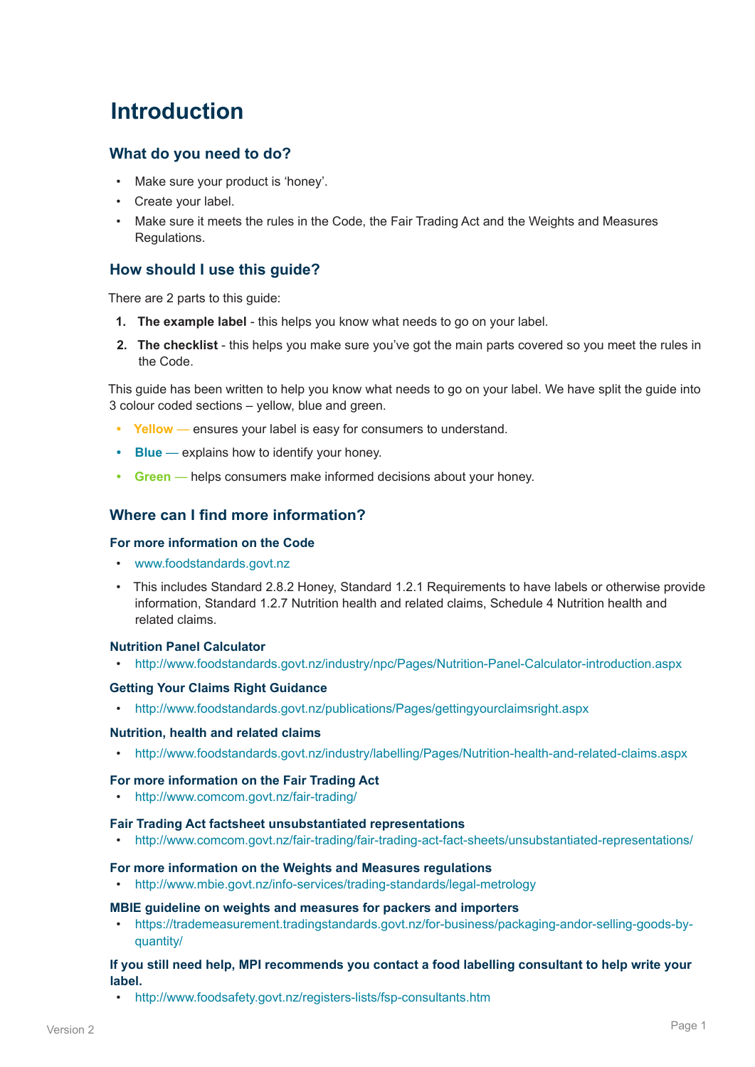# Introduction

## What do you need to do?

- Make sure your product is 'honey'.
- Create your label.
- Make sure it meets the rules in the Code, the Fair Trading Act and the Weights and Measures Regulations.

## How should I use this guide?

There are 2 parts to this guide:

1. **The example label** - this helps you know what needs to go on your label.
2. **The checklist** - this helps you make sure you've got the main parts covered so you meet the rules in the Code.

This guide has been written to help you know what needs to go on your label. We have split the guide into 3 colour coded sections – yellow, blue and green.

- **Yellow** — ensures your label is easy for consumers to understand.
- **Blue** — explains how to identify your honey.
- **Green** — helps consumers make informed decisions about your honey.

## Where can I find more information?

### For more information on the Code

- www.foodstandards.govt.nz
- This includes Standard 2.8.2 Honey, Standard 1.2.1 Requirements to have labels or otherwise provide information, Standard 1.2.7 Nutrition health and related claims, Schedule 4 Nutrition health and related claims.

### Nutrition Panel Calculator

- http://www.foodstandards.govt.nz/industry/npc/Pages/Nutrition-Panel-Calculator-introduction.aspx

### Getting Your Claims Right Guidance

- http://www.foodstandards.govt.nz/publications/Pages/gettingyourclaimsright.aspx

### Nutrition, health and related claims

- http://www.foodstandards.govt.nz/industry/labelling/Pages/Nutrition-health-and-related-claims.aspx

### For more information on the Fair Trading Act

- http://www.comcom.govt.nz/fair-trading/

### Fair Trading Act factsheet unsubstantiated representations

- http://www.comcom.govt.nz/fair-trading/fair-trading-act-fact-sheets/unsubstantiated-representations/

### For more information on the Weights and Measures regulations

- http://www.mbie.govt.nz/info-services/trading-standards/legal-metrology

### MBIE guideline on weights and measures for packers and importers

- https://trademeasurement.tradingstandards.govt.nz/for-business/packaging-andor-selling-goods-by-quantity/

### If you still need help, MPI recommends you contact a food labelling consultant to help write your label.

- http://www.foodsafety.govt.nz/registers-lists/fsp-consultants.htm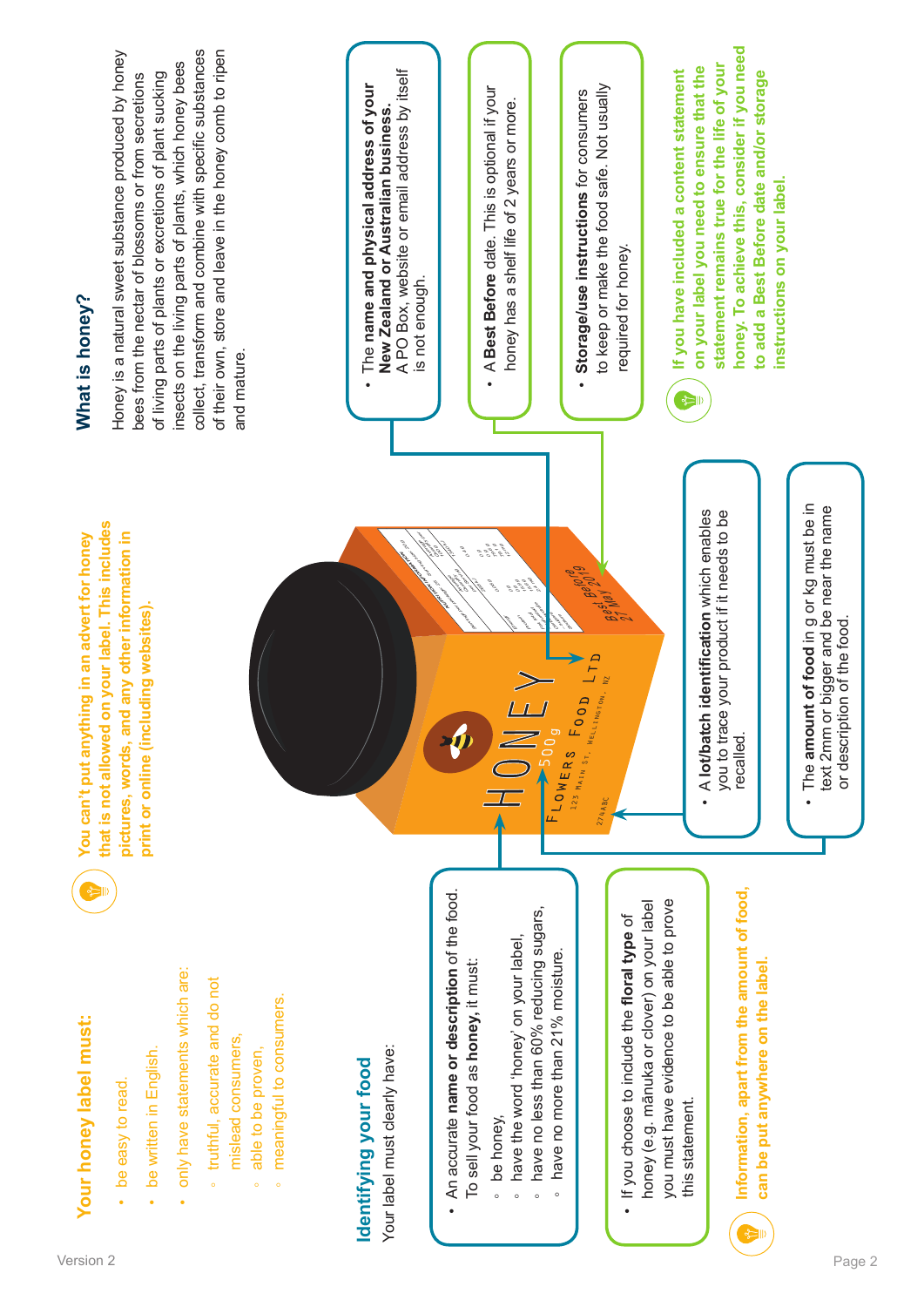## Your honey label must:

- be easy to read.
- be written in English.
- only have statements which are:
  - truthful, accurate and do not mislead consumers,
  - able to be proven,
  - meaningful to consumers.

**You can't put anything in an advert for honey that is not allowed on your label. This includes pictures, words, and any other information in print or online (including websites).**

## Identifying your food

Your label must clearly have:

- An accurate **name or description** of the food. To sell your food as **honey,** it must:
  - be honey,
  - have the word 'honey' on your label,
  - have no less than 60% reducing sugars,
  - have no more than 21% moisture.

- If you choose to include the **floral type** of honey (e.g. mānuka or clover) on your label you must have evidence to be able to prove this statement.

**Information, apart from the amount of food, can be put anywhere on the label.**

- A **lot/batch identification** which enables you to trace your product if it needs to be recalled.

- The **amount of food** in g or kg must be in text 2mm or bigger and be near the name or description of the food.

## What is honey?

Honey is a natural sweet substance produced by honey bees from the nectar of blossoms or from secretions of living parts of plants or excretions of plant sucking insects on the living parts of plants, which honey bees collect, transform and combine with specific substances of their own, store and leave in the honey comb to ripen and mature.

- The **name and physical address of your New Zealand or Australian business.** A PO Box, website or email address by itself is not enough.

- A **Best Before** date. This is optional if your honey has a shelf life of 2 years or more.

- **Storage/use instructions** for consumers to keep or make the food safe. Not usually required for honey.

**If you have included a content statement on your label you need to ensure that the statement remains true for the life of your honey. To achieve this, consider if you need to add a Best Before date and/or storage instructions on your label.**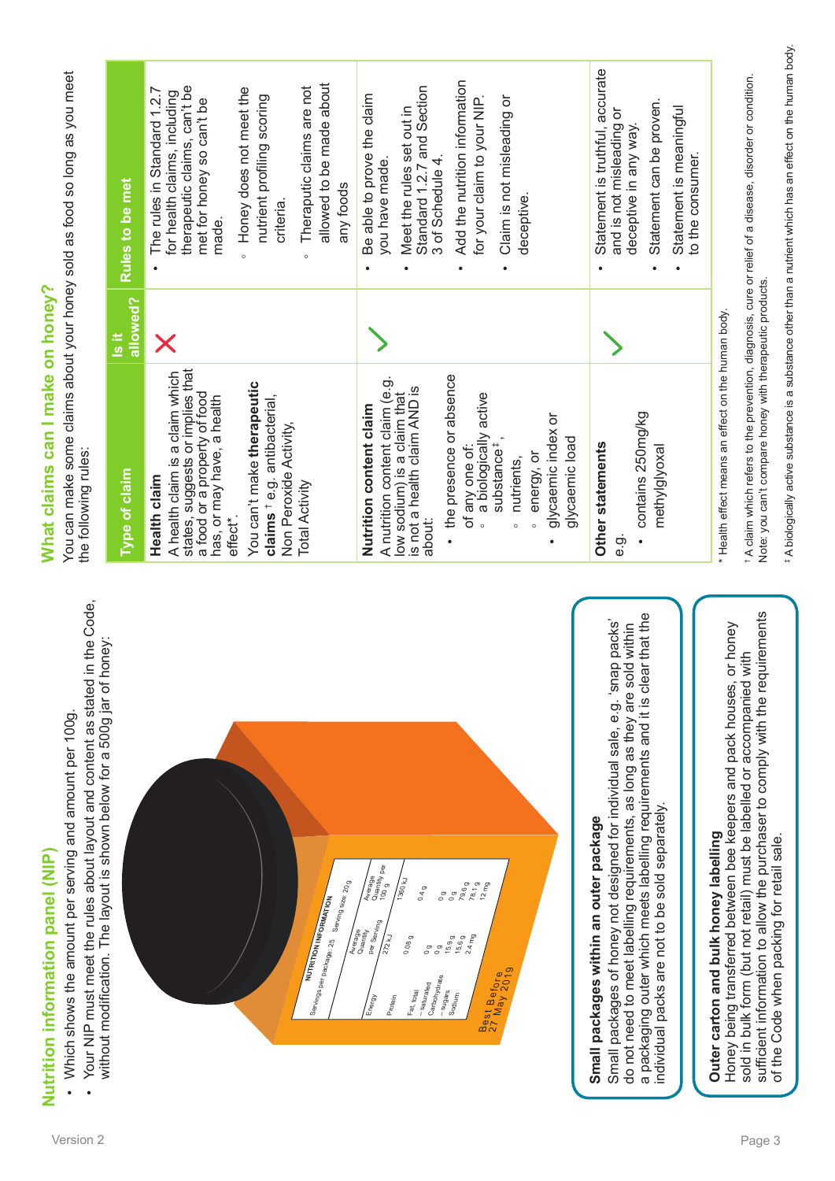## Nutrition information panel (NIP)

- Which shows the amount per serving and amount per 100g.
- Your NIP must meet the rules about layout and content as stated in the Code, without modification. The layout is shown below for a 500g jar of honey:

| NUTRITION INFORMATION | | |
|---|---|---|
| Servings per package: 25 | Serving size: 20 g | |
| | Average Quantity per Serving | Average Quantity per 100 g |
| Energy | 272 kJ | 1360 kJ |
| Protein | 0.08 g | 0.4 g |
| Fat, total | 0 g | 0 g |
| – saturated | 0 g | 0 g |
| Carbohydrate | 15.9 g | 79.6 g |
| – sugars | 15.6 g | 78.1 g |
| Sodium | 2.4 mg | 12 mg |

Best Before 27 May 2019

### Small packages within an outer package

Small packages of honey not designed for individual sale, e.g. 'snap packs' do not need to meet labelling requirements, as long as they are sold within a packaging outer which meets labelling requirements and it is clear that the individual packs are not to be sold separately.

### Outer carton and bulk honey labelling

Honey being transferred between bee keepers and pack houses, or honey sold in bulk form (but not retail) must be labelled or accompanied with sufficient information to allow the purchaser to comply with the requirements of the Code when packing for retail sale.

## What claims can I make on honey?

You can make some claims about your honey sold as food so long as you meet the following rules:

| Type of claim | Is it allowed? | Rules to be met |
|---|---|---|
| **Health claim**<br>A health claim is a claim which states, suggests or implies that a food or a property of food has, or may have, a health effect\*.<br>You can't make **therapeutic claims** † e.g. antibacterial, Non Peroxide Activity, Total Activity | ✗ | • The rules in Standard 1.2.7 for health claims, including therapeutic claims, can't be met for honey so can't be made.<br>◦ Honey does not meet the nutrient profiling scoring criteria.<br>◦ Theraputic claims are not allowed to be made about any foods |
| **Nutrition content claim**<br>A nutrition content claim (e.g. low sodium) is a claim that is not a health claim AND is about:<br>• the presence or absence of any one of:<br>◦ a biologically active substance‡,<br>◦ nutrients,<br>◦ energy, or<br>• glycaemic index or glycaemic load | ✓ | • Be able to prove the claim you have made.<br>• Meet the rules set out in Standard 1.2.7 and Section 3 of Schedule 4.<br>• Add the nutrition information for your claim to your NIP.<br>• Claim is not misleading or deceptive. |
| **Other statements**<br>e.g.<br>• contains 250mg/kg methylglyoxal | ✓ | • Statement is truthful, accurate and is not misleading or deceptive in any way.<br>• Statement can be proven.<br>• Statement is meaningful to the consumer. |

\* Health effect means an effect on the human body.

† A claim which refers to the prevention, diagnosis, cure or relief of a disease, disorder or condition. Note: you can't compare honey with therapeutic products.

‡ A biologically active substance is a substance other than a nutrient which has an effect on the human body.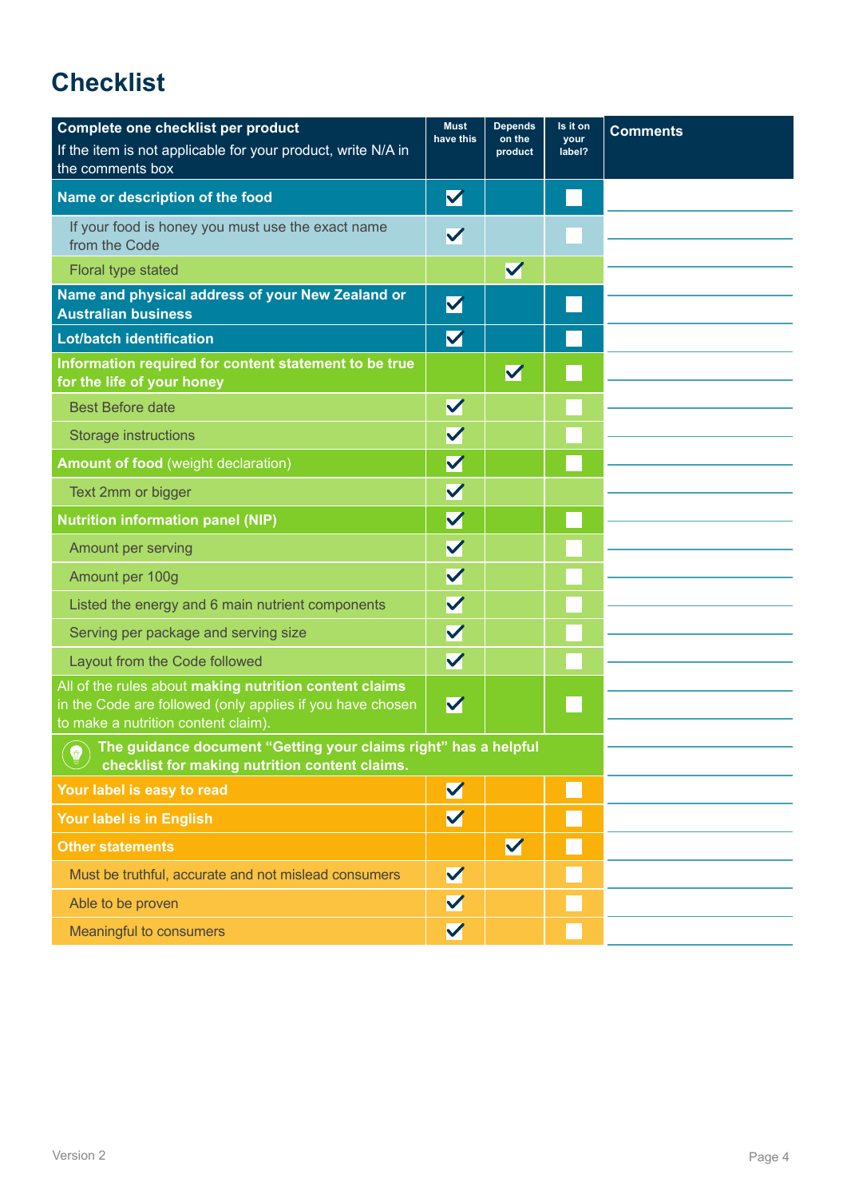# Checklist

| **Complete one checklist per product** If the item is not applicable for your product, write N/A in the comments box | Must have this | Depends on the product | Is it on your label? | Comments |
|---|---|---|---|---|
| **Name or description of the food** | ✔ | | ☐ | |
| If your food is honey you must use the exact name from the Code | ✔ | | ☐ | |
| Floral type stated | | ✔ | | |
| **Name and physical address of your New Zealand or Australian business** | ✔ | | ☐ | |
| **Lot/batch identification** | ✔ | | ☐ | |
| **Information required for content statement to be true for the life of your honey** | | ✔ | ☐ | |
| Best Before date | ✔ | | ☐ | |
| Storage instructions | ✔ | | ☐ | |
| **Amount of food** (weight declaration) | ✔ | | ☐ | |
| Text 2mm or bigger | ✔ | | | |
| **Nutrition information panel (NIP)** | ✔ | | ☐ | |
| Amount per serving | ✔ | | ☐ | |
| Amount per 100g | ✔ | | ☐ | |
| Listed the energy and 6 main nutrient components | ✔ | | ☐ | |
| Serving per package and serving size | ✔ | | ☐ | |
| Layout from the Code followed | ✔ | | ☐ | |
| All of the rules about **making nutrition content claims** in the Code are followed (only applies if you have chosen to make a nutrition content claim). | ✔ | | ☐ | |
| **The guidance document "Getting your claims right" has a helpful checklist for making nutrition content claims.** | | | | |
| **Your label is easy to read** | ✔ | | ☐ | |
| **Your label is in English** | ✔ | | ☐ | |
| **Other statements** | | ✔ | ☐ | |
| Must be truthful, accurate and not mislead consumers | ✔ | | ☐ | |
| Able to be proven | ✔ | | ☐ | |
| Meaningful to consumers | ✔ | | ☐ | |

Version 2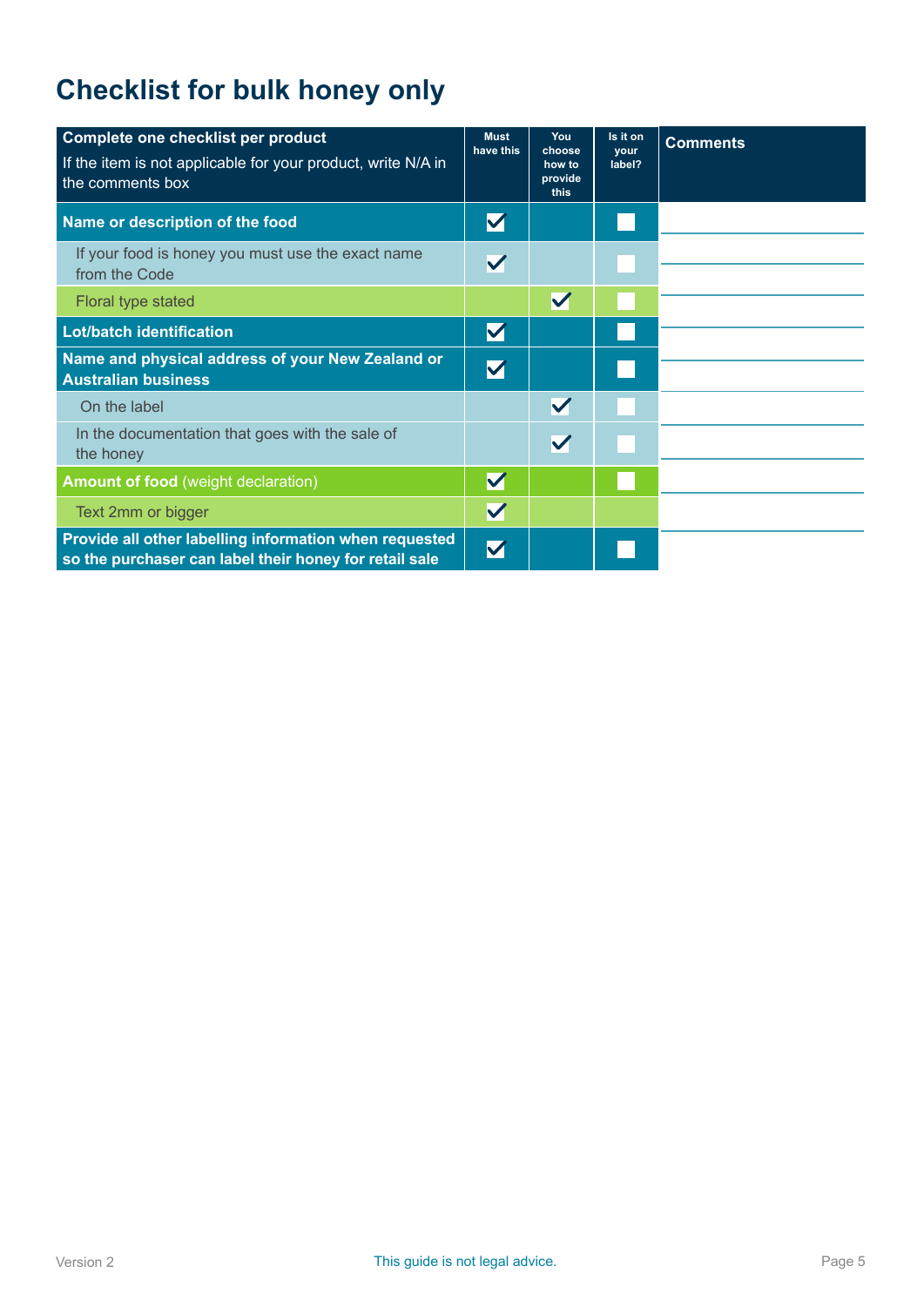# Checklist for bulk honey only

| **Complete one checklist per product**<br>If the item is not applicable for your product, write N/A in the comments box | **Must have this** | **You choose how to provide this** | **Is it on your label?** | **Comments** |
|---|---|---|---|---|
| **Name or description of the food** | ☑ | | ☐ | |
| If your food is honey you must use the exact name from the Code | ☑ | | ☐ | |
| Floral type stated | | ☑ | ☐ | |
| **Lot/batch identification** | ☑ | | ☐ | |
| **Name and physical address of your New Zealand or Australian business** | ☑ | | ☐ | |
| On the label | | ☑ | ☐ | |
| In the documentation that goes with the sale of the honey | | ☑ | ☐ | |
| **Amount of food** (weight declaration) | ☑ | | ☐ | |
| Text 2mm or bigger | ☑ | | | |
| **Provide all other labelling information when requested so the purchaser can label their honey for retail sale** | ☑ | | ☐ | |

Version 2

This guide is not legal advice.